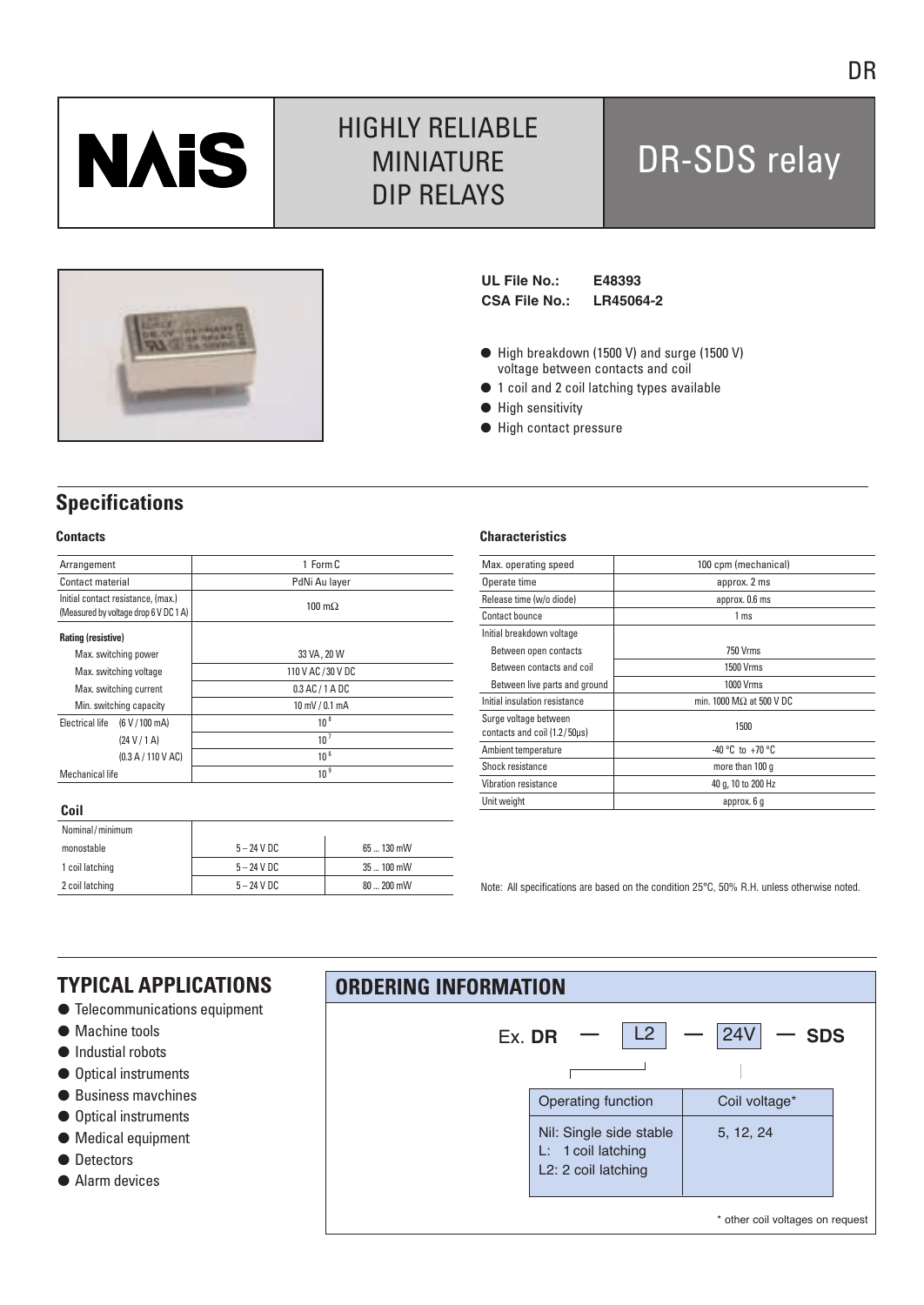# HIGHLY RELIABLE MINIATURE DIP RELAYS

# DR-SDS relay

**UL File No.:** **E48393**
**CSA File No.:** **LR45064-2**

- High breakdown (1500 V) and surge (1500 V) voltage between contacts and coil
- 1 coil and 2 coil latching types available
- High sensitivity
- High contact pressure

## Specifications

### Contacts

| Arrangement | 1 Form C |
|---|---|
| Contact material | PdNi Au layer |
| Initial contact resistance, (max.) (Measured by voltage drop 6 V DC 1 A) | 100 mΩ |
| **Rating (resistive)** | |
| Max. switching power | 33 VA, 20 W |
| Max. switching voltage | 110 V AC / 30 V DC |
| Max. switching current | 0.3 AC / 1 A DC |
| Min. switching capacity | 10 mV / 0.1 mA |
| Electrical life (6 V / 100 mA) | $10^8$ |
| (24 V / 1 A) | $10^7$ |
| (0.3 A / 110 V AC) | $10^6$ |
| Mechanical life | $10^9$ |

### Coil

| Nominal / minimum | | |
|---|---|---|
| monostable | 5 – 24 V DC | 65 ... 130 mW |
| 1 coil latching | 5 – 24 V DC | 35 ... 100 mW |
| 2 coil latching | 5 – 24 V DC | 80 ... 200 mW |

### Characteristics

| Max. operating speed | 100 cpm (mechanical) |
|---|---|
| Operate time | approx. 2 ms |
| Release time (w/o diode) | approx. 0.6 ms |
| Contact bounce | 1 ms |
| Initial breakdown voltage | |
| Between open contacts | 750 Vrms |
| Between contacts and coil | 1500 Vrms |
| Between live parts and ground | 1000 Vrms |
| Initial insulation resistance | min. 1000 MΩ at 500 V DC |
| Surge voltage between contacts and coil (1.2 / 50µs) | 1500 |
| Ambient temperature | -40 °C to +70 °C |
| Shock resistance | more than 100 g |
| Vibration resistance | 40 g, 10 to 200 Hz |
| Unit weight | approx. 6 g |

Note: All specifications are based on the condition 25°C, 50% R.H. unless otherwise noted.

## TYPICAL APPLICATIONS

- Telecommunications equipment
- Machine tools
- Industial robots
- Optical instruments
- Business mavchines
- Optical instruments
- Medical equipment
- Detectors
- Alarm devices

## ORDERING INFORMATION

Ex. **DR** — L2 — 24V — **SDS**

| Operating function | Coil voltage* |
|---|---|
| Nil: Single side stable<br>L: 1 coil latching<br>L2: 2 coil latching | 5, 12, 24 |

\* other coil voltages on request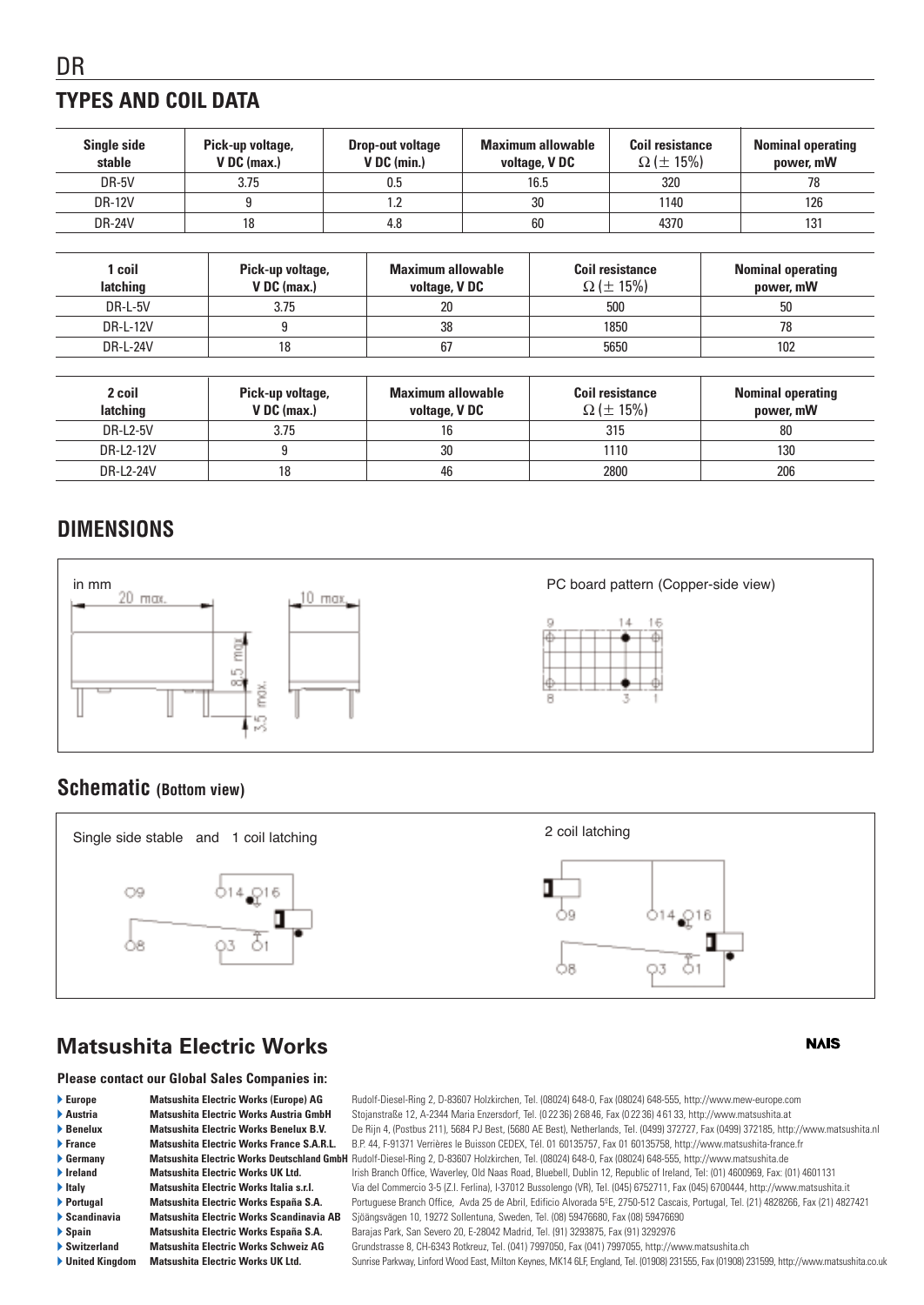DR

## TYPES AND COIL DATA

| Single side stable | Pick-up voltage, V DC (max.) | Drop-out voltage V DC (min.) | Maximum allowable voltage, V DC | Coil resistance Ω (± 15%) | Nominal operating power, mW |
|---|---|---|---|---|---|
| DR-5V | 3.75 | 0.5 | 16.5 | 320 | 78 |
| DR-12V | 9 | 1.2 | 30 | 1140 | 126 |
| DR-24V | 18 | 4.8 | 60 | 4370 | 131 |

| 1 coil latching | Pick-up voltage, V DC (max.) | Maximum allowable voltage, V DC | Coil resistance Ω (± 15%) | Nominal operating power, mW |
|---|---|---|---|---|
| DR-L-5V | 3.75 | 20 | 500 | 50 |
| DR-L-12V | 9 | 38 | 1850 | 78 |
| DR-L-24V | 18 | 67 | 5650 | 102 |

| 2 coil latching | Pick-up voltage, V DC (max.) | Maximum allowable voltage, V DC | Coil resistance Ω (± 15%) | Nominal operating power, mW |
|---|---|---|---|---|
| DR-L2-5V | 3.75 | 16 | 315 | 80 |
| DR-L2-12V | 9 | 30 | 1110 | 130 |
| DR-L2-24V | 18 | 46 | 2800 | 206 |

## DIMENSIONS

in mm

20 max.

10 max.

8.5 max.

3.5 max.

PC board pattern (Copper-side view)

9 14 16

8 3 1

## Schematic (Bottom view)

Single side stable and 1 coil latching

9 14 16 8 3 1

2 coil latching

9 14 16 8 3 1

## Matsushita Electric Works

NAIS

**Please contact our Global Sales Companies in:**

- **Europe** — **Matsushita Electric Works (Europe) AG** — Rudolf-Diesel-Ring 2, D-83607 Holzkirchen, Tel. (08024) 648-0, Fax (08024) 648-555, http://www.mew-europe.com
- **Austria** — **Matsushita Electric Works Austria GmbH** — Stojanstraße 12, A-2344 Maria Enzersdorf, Tel. (0 22 36) 2 68 46, Fax (0 22 36) 4 61 33, http://www.matsushita.at
- **Benelux** — **Matsushita Electric Works Benelux B.V.** — De Rijn 4, (Postbus 211), 5684 PJ Best, (5680 AE Best), Netherlands, Tel. (0499) 372727, Fax (0499) 372185, http://www.matsushita.nl
- **France** — **Matsushita Electric Works France S.A.R.L.** — B.P. 44, F-91371 Verrières le Buisson CEDEX, Tél. 01 60135757, Fax 01 60135758, http://www.matsushita-france.fr
- **Germany** — **Matsushita Electric Works Deutschland GmbH** — Rudolf-Diesel-Ring 2, D-83607 Holzkirchen, Tel. (08024) 648-0, Fax (08024) 648-555, http://www.matsushita.de
- **Ireland** — **Matsushita Electric Works UK Ltd.** — Irish Branch Office, Waverley, Old Naas Road, Bluebell, Dublin 12, Republic of Ireland, Tel: (01) 4600969, Fax: (01) 4601131
- **Italy** — **Matsushita Electric Works Italia s.r.l.** — Via del Commercio 3-5 (Z.I. Ferlina), I-37012 Bussolengo (VR), Tel. (045) 6752711, Fax (045) 6700444, http://www.matsushita.it
- **Portugal** — **Matsushita Electric Works España S.A.** — Portuguese Branch Office, Avda 25 de Abril, Edificio Alvorada 5ºE, 2750-512 Cascais, Portugal, Tel. (21) 4828266, Fax (21) 4827421
- **Scandinavia** — **Matsushita Electric Works Scandinavia AB** — Sjöängsvägen 10, 19272 Sollentuna, Sweden, Tel. (08) 59476680, Fax (08) 59476690
- **Spain** — **Matsushita Electric Works España S.A.** — Barajas Park, San Severo 20, E-28042 Madrid, Tel. (91) 3293875, Fax (91) 3292976
- **Switzerland** — **Matsushita Electric Works Schweiz AG** — Grundstrasse 8, CH-6343 Rotkreuz, Tel. (041) 7997050, Fax (041) 7997055, http://www.matsushita.ch
- **United Kingdom** — **Matsushita Electric Works UK Ltd.** — Sunrise Parkway, Linford Wood East, Milton Keynes, MK14 6LF, England, Tel. (01908) 231555, Fax (01908) 231599, http://www.matsushita.co.uk